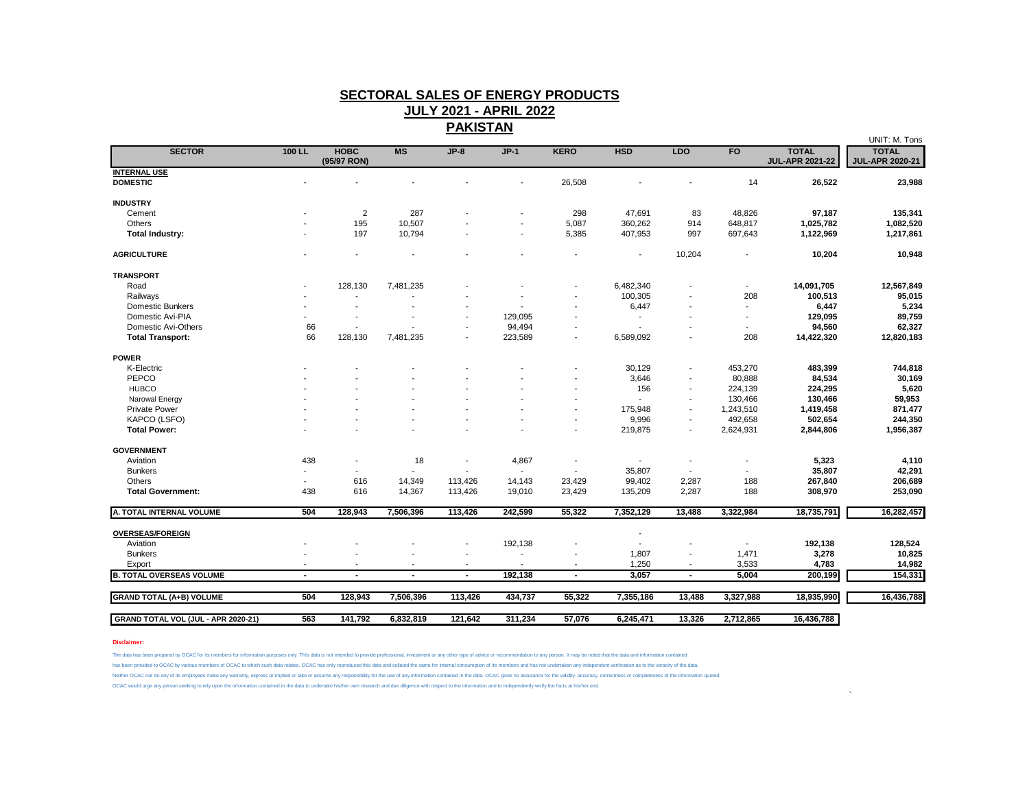# SECTORAL SALES OF ENERGY PRODUCTS
## JULY 2021 - APRIL 2022
## PAKISTAN

UNIT: M. Tons

| SECTOR | 100 LL | HOBC (95/97 RON) | MS | JP-8 | JP-1 | KERO | HSD | LDO | FO | TOTAL JUL-APR 2021-22 | TOTAL JUL-APR 2020-21 |
|---|---|---|---|---|---|---|---|---|---|---|---|
| **INTERNAL USE** | | | | | | | | | | | |
| **DOMESTIC** | - | - | - | - | - | 26,508 | - | - | 14 | **26,522** | **23,988** |
| **INDUSTRY** | | | | | | | | | | | |
| Cement | - | 2 | 287 | - | - | 298 | 47,691 | 83 | 48,826 | **97,187** | **135,341** |
| Others | - | 195 | 10,507 | - | - | 5,087 | 360,262 | 914 | 648,817 | **1,025,782** | **1,082,520** |
| **Total Industry:** | - | 197 | 10,794 | - | - | 5,385 | 407,953 | 997 | 697,643 | **1,122,969** | **1,217,861** |
| **AGRICULTURE** | - | - | - | - | - | - | - | 10,204 | - | **10,204** | **10,948** |
| **TRANSPORT** | | | | | | | | | | | |
| Road | - | 128,130 | 7,481,235 | - | - | - | 6,482,340 | - | - | **14,091,705** | **12,567,849** |
| Railways | - | - | - | - | - | - | 100,305 | - | 208 | **100,513** | **95,015** |
| Domestic Bunkers | - | - | - | - | - | - | 6,447 | - | - | **6,447** | **5,234** |
| Domestic Avi-PIA | - | - | - | - | 129,095 | - | - | - | - | **129,095** | **89,759** |
| Domestic Avi-Others | 66 | - | - | - | 94,494 | - | - | - | - | **94,560** | **62,327** |
| **Total Transport:** | 66 | 128,130 | 7,481,235 | - | 223,589 | - | 6,589,092 | - | 208 | **14,422,320** | **12,820,183** |
| **POWER** | | | | | | | | | | | |
| K-Electric | - | - | - | - | - | - | 30,129 | - | 453,270 | **483,399** | **744,818** |
| PEPCO | - | - | - | - | - | - | 3,646 | - | 80,888 | **84,534** | **30,169** |
| HUBCO | - | - | - | - | - | - | 156 | - | 224,139 | **224,295** | **5,620** |
| Narowal Energy | - | - | - | - | - | - | - | - | 130,466 | **130,466** | **59,953** |
| Private Power | - | - | - | - | - | - | 175,948 | - | 1,243,510 | **1,419,458** | **871,477** |
| KAPCO (LSFO) | - | - | - | - | - | - | 9,996 | - | 492,658 | **502,654** | **244,350** |
| **Total Power:** | - | - | - | - | - | - | 219,875 | - | 2,624,931 | **2,844,806** | **1,956,387** |
| **GOVERNMENT** | | | | | | | | | | | |
| Aviation | 438 | - | 18 | - | 4,867 | - | - | - | - | **5,323** | **4,110** |
| Bunkers | - | - | - | - | - | - | 35,807 | - | - | **35,807** | **42,291** |
| Others | - | 616 | 14,349 | 113,426 | 14,143 | 23,429 | 99,402 | 2,287 | 188 | **267,840** | **206,689** |
| **Total Government:** | 438 | 616 | 14,367 | 113,426 | 19,010 | 23,429 | 135,209 | 2,287 | 188 | **308,970** | **253,090** |
| **A. TOTAL INTERNAL VOLUME** | **504** | **128,943** | **7,506,396** | **113,426** | **242,599** | **55,322** | **7,352,129** | **13,488** | **3,322,984** | **18,735,791** | **16,282,457** |
| **OVERSEAS/FOREIGN** | | | | | | | - | | | | |
| Aviation | - | - | - | - | 192,138 | - | - | - | - | **192,138** | **128,524** |
| Bunkers | - | - | - | - | - | - | 1,807 | - | 1,471 | **3,278** | **10,825** |
| Export | - | - | - | - | - | - | 1,250 | - | 3,533 | **4,783** | **14,982** |
| **B. TOTAL OVERSEAS VOLUME** | **-** | **-** | **-** | **-** | **192,138** | **-** | **3,057** | **-** | **5,004** | **200,199** | **154,331** |
| **GRAND TOTAL (A+B) VOLUME** | **504** | **128,943** | **7,506,396** | **113,426** | **434,737** | **55,322** | **7,355,186** | **13,488** | **3,327,988** | **18,935,990** | **16,436,788** |
| **GRAND TOTAL VOL (JUL - APR 2020-21)** | **563** | **141,792** | **6,832,819** | **121,642** | **311,234** | **57,076** | **6,245,471** | **13,326** | **2,712,865** | **16,436,788** | |

**Disclaimer:**

The data has been prepared by OCAC for its members for information purposes only. This data is not intended to provide professional, investment or any other type of advice or recommendation to any person. It may be noted that the data and information contained has been provided to OCAC by various members of OCAC to which such data relates. OCAC has only reproduced this data and collated the same for internal consumption of its members and has not undertaken any independent verification as to the veracity of the data. Neither OCAC nor do any of its employees make any warranty, express or implied or take or assume any responsibility for the use of any information contained in the data. OCAC gives no assurance for the validity, accuracy, correctness or completeness of the information quoted. OCAC would urge any person seeking to rely upon the information contained in the data to undertake his/her own research and due diligence with respect to the information and to independently verify the facts at his/her end.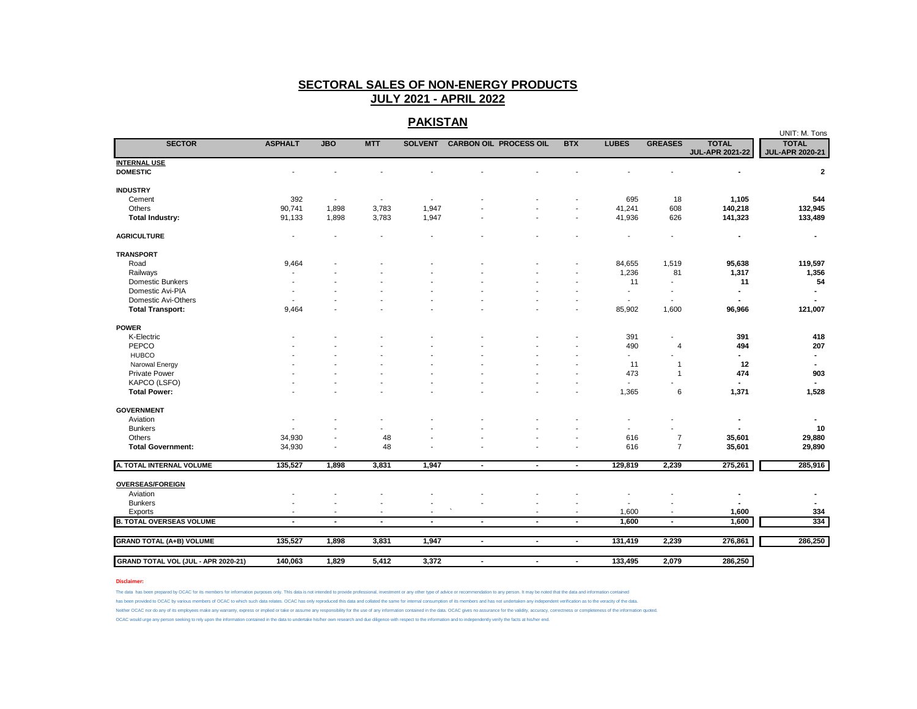## SECTORAL SALES OF NON-ENERGY PRODUCTS
## JULY 2021 - APRIL 2022

## PAKISTAN

UNIT: M. Tons

| SECTOR | ASPHALT | JBO | MTT | SOLVENT | CARBON OIL | PROCESS OIL | BTX | LUBES | GREASES | TOTAL JUL-APR 2021-22 | TOTAL JUL-APR 2020-21 |
|---|---|---|---|---|---|---|---|---|---|---|---|
| **INTERNAL USE** | | | | | | | | | | | |
| **DOMESTIC** | - | - | - | - | - | - | - | - | - | - | 2 |
| **INDUSTRY** | | | | | | | | | | | |
| Cement | 392 | - | - | - | - | - | - | 695 | 18 | 1,105 | 544 |
| Others | 90,741 | 1,898 | 3,783 | 1,947 | - | - | - | 41,241 | 608 | 140,218 | 132,945 |
| **Total Industry:** | 91,133 | 1,898 | 3,783 | 1,947 | - | - | - | 41,936 | 626 | 141,323 | 133,489 |
| **AGRICULTURE** | - | - | - | - | - | - | - | - | - | - | - |
| **TRANSPORT** | | | | | | | | | | | |
| Road | 9,464 | - | - | - | - | - | - | 84,655 | 1,519 | 95,638 | 119,597 |
| Railways | - | - | - | - | - | - | - | 1,236 | 81 | 1,317 | 1,356 |
| Domestic Bunkers | - | - | - | - | - | - | - | 11 | - | 11 | 54 |
| Domestic Avi-PIA | - | - | - | - | - | - | - | - | - | - | - |
| Domestic Avi-Others | - | - | - | - | - | - | - | - | - | - | - |
| **Total Transport:** | 9,464 | - | - | - | - | - | - | 85,902 | 1,600 | 96,966 | 121,007 |
| **POWER** | | | | | | | | | | | |
| K-Electric | - | - | - | - | - | - | - | 391 | - | 391 | 418 |
| PEPCO | - | - | - | - | - | - | - | 490 | 4 | 494 | 207 |
| HUBCO | - | - | - | - | - | - | - | - | - | - | - |
| Narowal Energy | - | - | - | - | - | - | - | 11 | 1 | 12 | - |
| Private Power | - | - | - | - | - | - | - | 473 | 1 | 474 | 903 |
| KAPCO (LSFO) | - | - | - | - | - | - | - | - | - | - | - |
| **Total Power:** | - | - | - | - | - | - | - | 1,365 | 6 | 1,371 | 1,528 |
| **GOVERNMENT** | | | | | | | | | | | |
| Aviation | - | - | - | - | - | - | - | - | - | - | - |
| Bunkers | - | - | - | - | - | - | - | - | - | - | 10 |
| Others | 34,930 | - | 48 | - | - | - | - | 616 | 7 | 35,601 | 29,880 |
| **Total Government:** | 34,930 | - | 48 | - | - | - | - | 616 | 7 | 35,601 | 29,890 |
| **A. TOTAL INTERNAL VOLUME** | 135,527 | 1,898 | 3,831 | 1,947 | - | - | - | 129,819 | 2,239 | 275,261 | 285,916 |
| **OVERSEAS/FOREIGN** | | | | | | | | | | | |
| Aviation | - | - | - | - | - | - | - | - | - | - | - |
| Bunkers | - | - | - | - | - | - | - | - | - | - | - |
| Exports | - | - | - | - | ` | - | - | 1,600 | - | 1,600 | 334 |
| **B. TOTAL OVERSEAS VOLUME** | - | - | - | - | - | - | - | 1,600 | - | 1,600 | 334 |
| **GRAND TOTAL (A+B) VOLUME** | 135,527 | 1,898 | 3,831 | 1,947 | - | - | - | 131,419 | 2,239 | 276,861 | 286,250 |
| **GRAND TOTAL VOL (JUL - APR 2020-21)** | 140,063 | 1,829 | 5,412 | 3,372 | - | - | - | 133,495 | 2,079 | 286,250 | |

**Disclaimer:**

The data has been prepared by OCAC for its members for information purposes only. This data is not intended to provide professional, investment or any other type of advice or recommendation to any person. It may be noted that the data and information contained has been provided to OCAC by various members of OCAC to which such data relates. OCAC has only reproduced this data and collated the same for internal consumption of its members and has not undertaken any independent verification as to the veracity of the data. Neither OCAC nor do any of its employees make any warranty, express or implied or take or assume any responsibility for the use of any information contained in the data. OCAC gives no assurance for the validity, accuracy, correctness or completeness of the information quoted. OCAC would urge any person seeking to rely upon the information contained in the data to undertake his/her own research and due diligence with respect to the information and to independently verify the facts at his/her end.